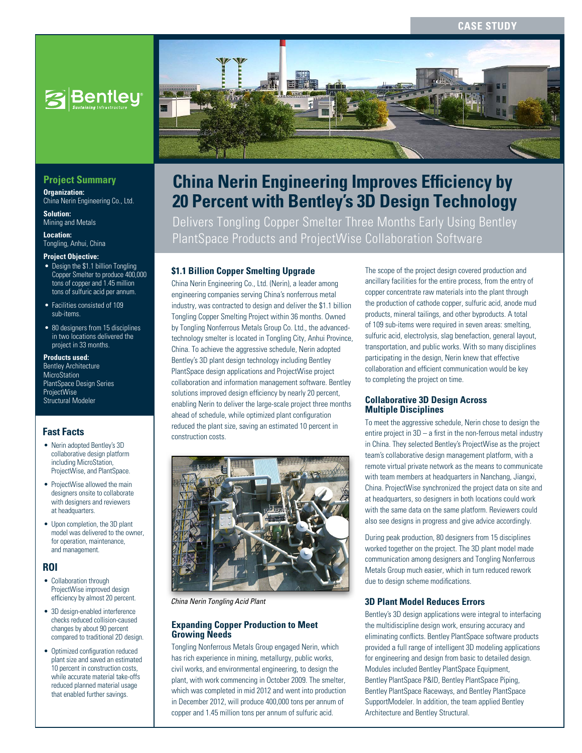CASE STUDY

# China Nerin Engineering Improves Efficiency by 20 Percent with Bentley's 3D Design Technology

Delivers Tongling Copper Smelter Three Months Early Using Bentley PlantSpace Products and ProjectWise Collaboration Software

## Project Summary

**Organization:**
China Nerin Engineering Co., Ltd.

**Solution:**
Mining and Metals

**Location:**
Tongling, Anhui, China

**Project Objective:**

- Design the $1.1 billion Tongling Copper Smelter to produce 400,000 tons of copper and 1.45 million tons of sulfuric acid per annum.
- Facilities consisted of 109 sub-items.
- 80 designers from 15 disciplines in two locations delivered the project in 33 months.

**Products used:**
Bentley Architecture
MicroStation
PlantSpace Design Series
ProjectWise
Structural Modeler

## Fast Facts

- Nerin adopted Bentley's 3D collaborative design platform including MicroStation, ProjectWise, and PlantSpace.
- ProjectWise allowed the main designers onsite to collaborate with designers and reviewers at headquarters.
- Upon completion, the 3D plant model was delivered to the owner, for operation, maintenance, and management.

## ROI

- Collaboration through ProjectWise improved design efficiency by almost 20 percent.
- 3D design-enabled interference checks reduced collision-caused changes by about 90 percent compared to traditional 2D design.
- Optimized configuration reduced plant size and saved an estimated 10 percent in construction costs, while accurate material take-offs reduced planned material usage that enabled further savings.

### $1.1 Billion Copper Smelting Upgrade

China Nerin Engineering Co., Ltd. (Nerin), a leader among engineering companies serving China's nonferrous metal industry, was contracted to design and deliver the $1.1 billion Tongling Copper Smelting Project within 36 months. Owned by Tongling Nonferrous Metals Group Co. Ltd., the advanced-technology smelter is located in Tongling City, Anhui Province, China. To achieve the aggressive schedule, Nerin adopted Bentley's 3D plant design technology including Bentley PlantSpace design applications and ProjectWise project collaboration and information management software. Bentley solutions improved design efficiency by nearly 20 percent, enabling Nerin to deliver the large-scale project three months ahead of schedule, while optimized plant configuration reduced the plant size, saving an estimated 10 percent in construction costs.

*China Nerin Tongling Acid Plant*

### Expanding Copper Production to Meet Growing Needs

Tongling Nonferrous Metals Group engaged Nerin, which has rich experience in mining, metallurgy, public works, civil works, and environmental engineering, to design the plant, with work commencing in October 2009. The smelter, which was completed in mid 2012 and went into production in December 2012, will produce 400,000 tons per annum of copper and 1.45 million tons per annum of sulfuric acid.

The scope of the project design covered production and ancillary facilities for the entire process, from the entry of copper concentrate raw materials into the plant through the production of cathode copper, sulfuric acid, anode mud products, mineral tailings, and other byproducts. A total of 109 sub-items were required in seven areas: smelting, sulfuric acid, electrolysis, slag benefaction, general layout, transportation, and public works. With so many disciplines participating in the design, Nerin knew that effective collaboration and efficient communication would be key to completing the project on time.

### Collaborative 3D Design Across Multiple Disciplines

To meet the aggressive schedule, Nerin chose to design the entire project in 3D – a first in the non-ferrous metal industry in China. They selected Bentley's ProjectWise as the project team's collaborative design management platform, with a remote virtual private network as the means to communicate with team members at headquarters in Nanchang, Jiangxi, China. ProjectWise synchronized the project data on site and at headquarters, so designers in both locations could work with the same data on the same platform. Reviewers could also see designs in progress and give advice accordingly.

During peak production, 80 designers from 15 disciplines worked together on the project. The 3D plant model made communication among designers and Tongling Nonferrous Metals Group much easier, which in turn reduced rework due to design scheme modifications.

### 3D Plant Model Reduces Errors

Bentley's 3D design applications were integral to interfacing the multidiscipline design work, ensuring accuracy and eliminating conflicts. Bentley PlantSpace software products provided a full range of intelligent 3D modeling applications for engineering and design from basic to detailed design. Modules included Bentley PlantSpace Equipment, Bentley PlantSpace P&ID, Bentley PlantSpace Piping, Bentley PlantSpace Raceways, and Bentley PlantSpace SupportModeler. In addition, the team applied Bentley Architecture and Bentley Structural.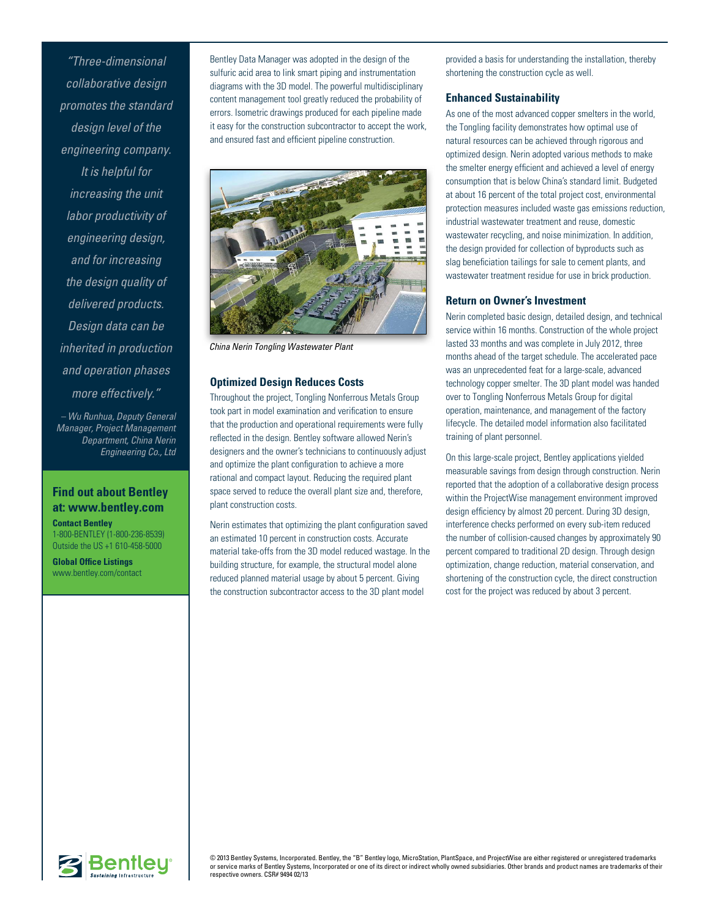*"Three-dimensional collaborative design promotes the standard design level of the engineering company. It is helpful for increasing the unit labor productivity of engineering design, and for increasing the design quality of delivered products. Design data can be inherited in production and operation phases more effectively."*

*– Wu Runhua, Deputy General Manager, Project Management Department, China Nerin Engineering Co., Ltd*

**Find out about Bentley at: www.bentley.com**

**Contact Bentley**
1-800-BENTLEY (1-800-236-8539)
Outside the US +1 610-458-5000

**Global Office Listings**
www.bentley.com/contact

Bentley Data Manager was adopted in the design of the sulfuric acid area to link smart piping and instrumentation diagrams with the 3D model. The powerful multidisciplinary content management tool greatly reduced the probability of errors. Isometric drawings produced for each pipeline made it easy for the construction subcontractor to accept the work, and ensured fast and efficient pipeline construction.

*China Nerin Tongling Wastewater Plant*

### Optimized Design Reduces Costs

Throughout the project, Tongling Nonferrous Metals Group took part in model examination and verification to ensure that the production and operational requirements were fully reflected in the design. Bentley software allowed Nerin's designers and the owner's technicians to continuously adjust and optimize the plant configuration to achieve a more rational and compact layout. Reducing the required plant space served to reduce the overall plant size and, therefore, plant construction costs.

Nerin estimates that optimizing the plant configuration saved an estimated 10 percent in construction costs. Accurate material take-offs from the 3D model reduced wastage. In the building structure, for example, the structural model alone reduced planned material usage by about 5 percent. Giving the construction subcontractor access to the 3D plant model provided a basis for understanding the installation, thereby shortening the construction cycle as well.

### Enhanced Sustainability

As one of the most advanced copper smelters in the world, the Tongling facility demonstrates how optimal use of natural resources can be achieved through rigorous and optimized design. Nerin adopted various methods to make the smelter energy efficient and achieved a level of energy consumption that is below China's standard limit. Budgeted at about 16 percent of the total project cost, environmental protection measures included waste gas emissions reduction, industrial wastewater treatment and reuse, domestic wastewater recycling, and noise minimization. In addition, the design provided for collection of byproducts such as slag beneficiation tailings for sale to cement plants, and wastewater treatment residue for use in brick production.

### Return on Owner's Investment

Nerin completed basic design, detailed design, and technical service within 16 months. Construction of the whole project lasted 33 months and was complete in July 2012, three months ahead of the target schedule. The accelerated pace was an unprecedented feat for a large-scale, advanced technology copper smelter. The 3D plant model was handed over to Tongling Nonferrous Metals Group for digital operation, maintenance, and management of the factory lifecycle. The detailed model information also facilitated training of plant personnel.

On this large-scale project, Bentley applications yielded measurable savings from design through construction. Nerin reported that the adoption of a collaborative design process within the ProjectWise management environment improved design efficiency by almost 20 percent. During 3D design, interference checks performed on every sub-item reduced the number of collision-caused changes by approximately 90 percent compared to traditional 2D design. Through design optimization, change reduction, material conservation, and shortening of the construction cycle, the direct construction cost for the project was reduced by about 3 percent.

© 2013 Bentley Systems, Incorporated. Bentley, the "B" Bentley logo, MicroStation, PlantSpace, and ProjectWise are either registered or unregistered trademarks or service marks of Bentley Systems, Incorporated or one of its direct or indirect wholly owned subsidiaries. Other brands and product names are trademarks of their respective owners. CSR# 9494 02/13